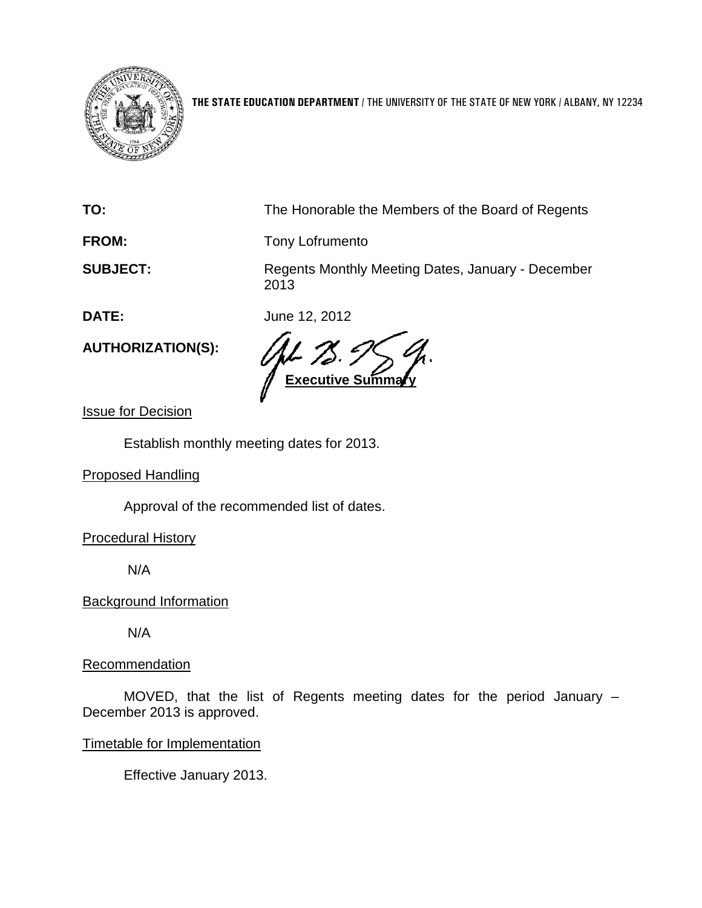**THE STATE EDUCATION DEPARTMENT** / THE UNIVERSITY OF THE STATE OF NEW YORK / ALBANY, NY 12234

**TO:** The Honorable the Members of the Board of Regents

**FROM:** Tony Lofrumento

**SUBJECT:** Regents Monthly Meeting Dates, January - December 2013

**DATE:** June 12, 2012

**AUTHORIZATION(S):**

## Executive Summary

Issue for Decision

Establish monthly meeting dates for 2013.

Proposed Handling

Approval of the recommended list of dates.

Procedural History

N/A

Background Information

N/A

Recommendation

MOVED, that the list of Regents meeting dates for the period January – December 2013 is approved.

Timetable for Implementation

Effective January 2013.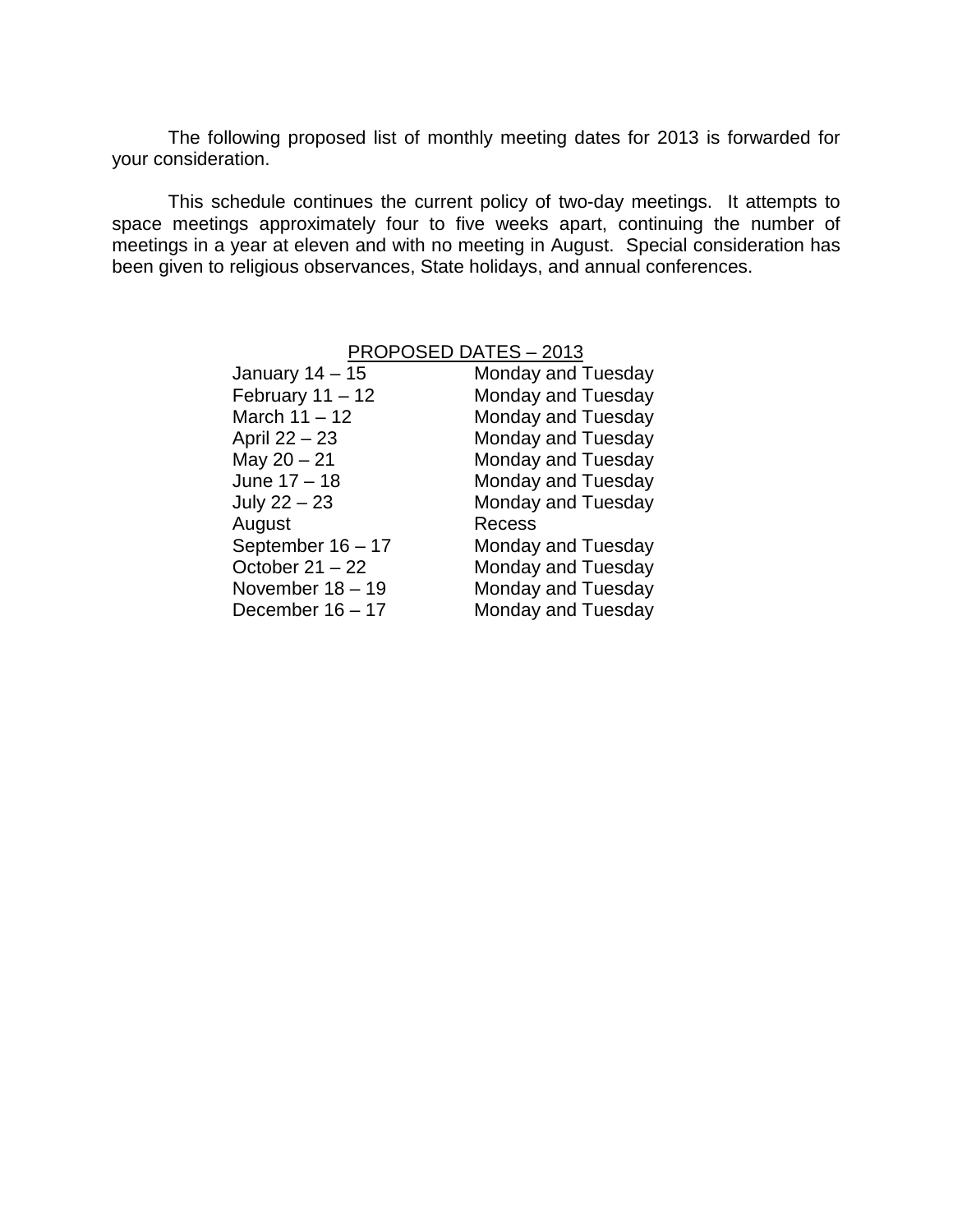The following proposed list of monthly meeting dates for 2013 is forwarded for your consideration.

This schedule continues the current policy of two-day meetings. It attempts to space meetings approximately four to five weeks apart, continuing the number of meetings in a year at eleven and with no meeting in August. Special consideration has been given to religious observances, State holidays, and annual conferences.

PROPOSED DATES – 2013

| | |
|---|---|
| January 14 – 15 | Monday and Tuesday |
| February 11 – 12 | Monday and Tuesday |
| March 11 – 12 | Monday and Tuesday |
| April 22 – 23 | Monday and Tuesday |
| May 20 – 21 | Monday and Tuesday |
| June 17 – 18 | Monday and Tuesday |
| July 22 – 23 | Monday and Tuesday |
| August | Recess |
| September 16 – 17 | Monday and Tuesday |
| October 21 – 22 | Monday and Tuesday |
| November 18 – 19 | Monday and Tuesday |
| December 16 – 17 | Monday and Tuesday |